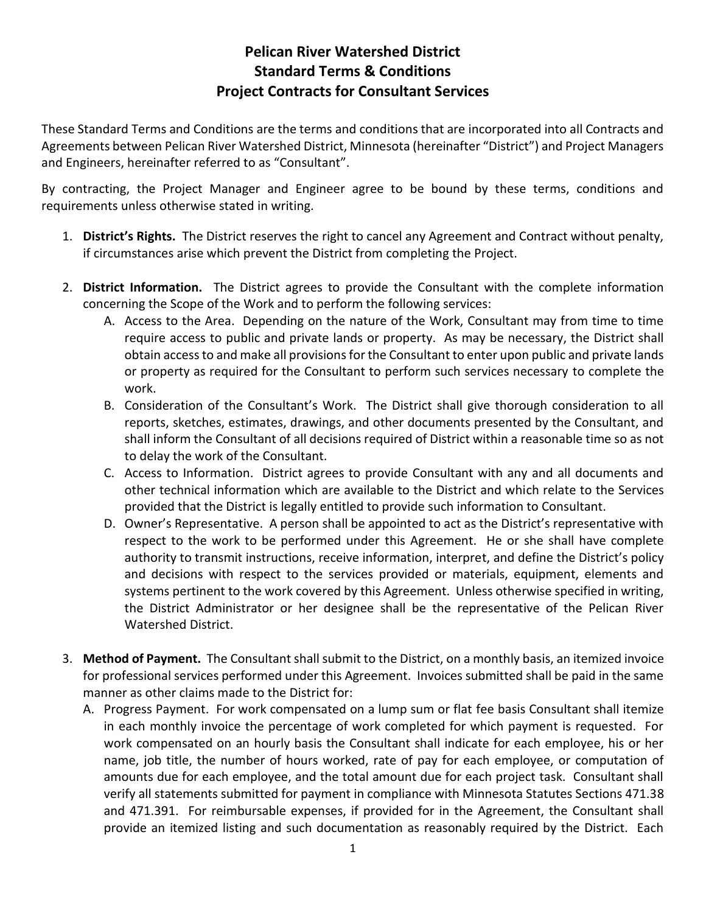# Pelican River Watershed District
## Standard Terms & Conditions
## Project Contracts for Consultant Services

These Standard Terms and Conditions are the terms and conditions that are incorporated into all Contracts and Agreements between Pelican River Watershed District, Minnesota (hereinafter "District") and Project Managers and Engineers, hereinafter referred to as "Consultant".

By contracting, the Project Manager and Engineer agree to be bound by these terms, conditions and requirements unless otherwise stated in writing.

1. **District's Rights.** The District reserves the right to cancel any Agreement and Contract without penalty, if circumstances arise which prevent the District from completing the Project.

2. **District Information.** The District agrees to provide the Consultant with the complete information concerning the Scope of the Work and to perform the following services:
   A. Access to the Area. Depending on the nature of the Work, Consultant may from time to time require access to public and private lands or property. As may be necessary, the District shall obtain access to and make all provisions for the Consultant to enter upon public and private lands or property as required for the Consultant to perform such services necessary to complete the work.
   B. Consideration of the Consultant's Work. The District shall give thorough consideration to all reports, sketches, estimates, drawings, and other documents presented by the Consultant, and shall inform the Consultant of all decisions required of District within a reasonable time so as not to delay the work of the Consultant.
   C. Access to Information. District agrees to provide Consultant with any and all documents and other technical information which are available to the District and which relate to the Services provided that the District is legally entitled to provide such information to Consultant.
   D. Owner's Representative. A person shall be appointed to act as the District's representative with respect to the work to be performed under this Agreement. He or she shall have complete authority to transmit instructions, receive information, interpret, and define the District's policy and decisions with respect to the services provided or materials, equipment, elements and systems pertinent to the work covered by this Agreement. Unless otherwise specified in writing, the District Administrator or her designee shall be the representative of the Pelican River Watershed District.

3. **Method of Payment.** The Consultant shall submit to the District, on a monthly basis, an itemized invoice for professional services performed under this Agreement. Invoices submitted shall be paid in the same manner as other claims made to the District for:
   A. Progress Payment. For work compensated on a lump sum or flat fee basis Consultant shall itemize in each monthly invoice the percentage of work completed for which payment is requested. For work compensated on an hourly basis the Consultant shall indicate for each employee, his or her name, job title, the number of hours worked, rate of pay for each employee, or computation of amounts due for each employee, and the total amount due for each project task. Consultant shall verify all statements submitted for payment in compliance with Minnesota Statutes Sections 471.38 and 471.391. For reimbursable expenses, if provided for in the Agreement, the Consultant shall provide an itemized listing and such documentation as reasonably required by the District. Each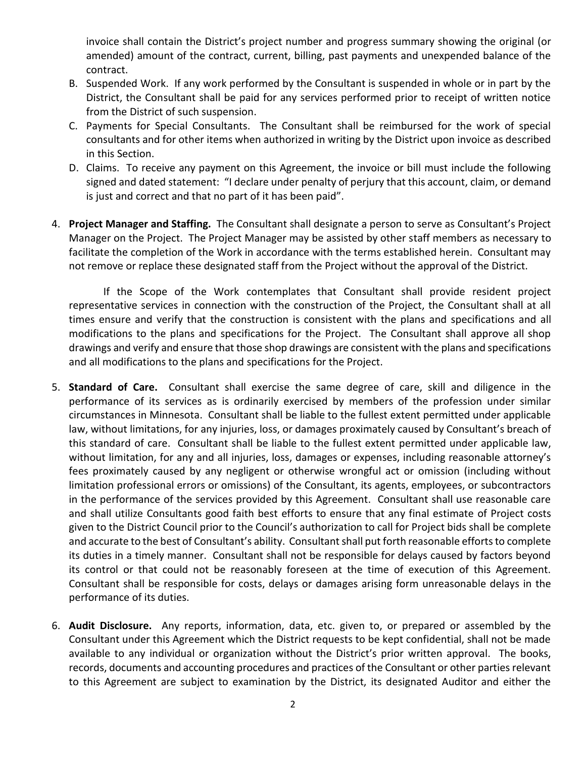invoice shall contain the District's project number and progress summary showing the original (or amended) amount of the contract, current, billing, past payments and unexpended balance of the contract.

B. Suspended Work. If any work performed by the Consultant is suspended in whole or in part by the District, the Consultant shall be paid for any services performed prior to receipt of written notice from the District of such suspension.

C. Payments for Special Consultants. The Consultant shall be reimbursed for the work of special consultants and for other items when authorized in writing by the District upon invoice as described in this Section.

D. Claims. To receive any payment on this Agreement, the invoice or bill must include the following signed and dated statement: "I declare under penalty of perjury that this account, claim, or demand is just and correct and that no part of it has been paid".

4. **Project Manager and Staffing.** The Consultant shall designate a person to serve as Consultant's Project Manager on the Project. The Project Manager may be assisted by other staff members as necessary to facilitate the completion of the Work in accordance with the terms established herein. Consultant may not remove or replace these designated staff from the Project without the approval of the District.

   If the Scope of the Work contemplates that Consultant shall provide resident project representative services in connection with the construction of the Project, the Consultant shall at all times ensure and verify that the construction is consistent with the plans and specifications and all modifications to the plans and specifications for the Project. The Consultant shall approve all shop drawings and verify and ensure that those shop drawings are consistent with the plans and specifications and all modifications to the plans and specifications for the Project.

5. **Standard of Care.** Consultant shall exercise the same degree of care, skill and diligence in the performance of its services as is ordinarily exercised by members of the profession under similar circumstances in Minnesota. Consultant shall be liable to the fullest extent permitted under applicable law, without limitations, for any injuries, loss, or damages proximately caused by Consultant's breach of this standard of care. Consultant shall be liable to the fullest extent permitted under applicable law, without limitation, for any and all injuries, loss, damages or expenses, including reasonable attorney's fees proximately caused by any negligent or otherwise wrongful act or omission (including without limitation professional errors or omissions) of the Consultant, its agents, employees, or subcontractors in the performance of the services provided by this Agreement. Consultant shall use reasonable care and shall utilize Consultants good faith best efforts to ensure that any final estimate of Project costs given to the District Council prior to the Council's authorization to call for Project bids shall be complete and accurate to the best of Consultant's ability. Consultant shall put forth reasonable efforts to complete its duties in a timely manner. Consultant shall not be responsible for delays caused by factors beyond its control or that could not be reasonably foreseen at the time of execution of this Agreement. Consultant shall be responsible for costs, delays or damages arising form unreasonable delays in the performance of its duties.

6. **Audit Disclosure.** Any reports, information, data, etc. given to, or prepared or assembled by the Consultant under this Agreement which the District requests to be kept confidential, shall not be made available to any individual or organization without the District's prior written approval. The books, records, documents and accounting procedures and practices of the Consultant or other parties relevant to this Agreement are subject to examination by the District, its designated Auditor and either the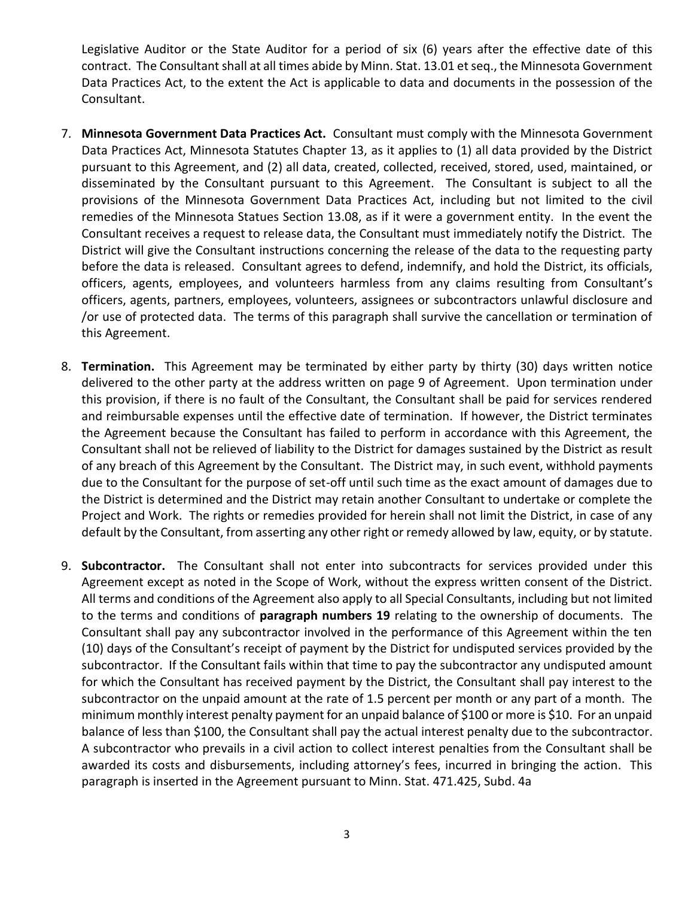Legislative Auditor or the State Auditor for a period of six (6) years after the effective date of this contract. The Consultant shall at all times abide by Minn. Stat. 13.01 et seq., the Minnesota Government Data Practices Act, to the extent the Act is applicable to data and documents in the possession of the Consultant.

7. **Minnesota Government Data Practices Act.** Consultant must comply with the Minnesota Government Data Practices Act, Minnesota Statutes Chapter 13, as it applies to (1) all data provided by the District pursuant to this Agreement, and (2) all data, created, collected, received, stored, used, maintained, or disseminated by the Consultant pursuant to this Agreement. The Consultant is subject to all the provisions of the Minnesota Government Data Practices Act, including but not limited to the civil remedies of the Minnesota Statues Section 13.08, as if it were a government entity. In the event the Consultant receives a request to release data, the Consultant must immediately notify the District. The District will give the Consultant instructions concerning the release of the data to the requesting party before the data is released. Consultant agrees to defend, indemnify, and hold the District, its officials, officers, agents, employees, and volunteers harmless from any claims resulting from Consultant's officers, agents, partners, employees, volunteers, assignees or subcontractors unlawful disclosure and /or use of protected data. The terms of this paragraph shall survive the cancellation or termination of this Agreement.

8. **Termination.** This Agreement may be terminated by either party by thirty (30) days written notice delivered to the other party at the address written on page 9 of Agreement. Upon termination under this provision, if there is no fault of the Consultant, the Consultant shall be paid for services rendered and reimbursable expenses until the effective date of termination. If however, the District terminates the Agreement because the Consultant has failed to perform in accordance with this Agreement, the Consultant shall not be relieved of liability to the District for damages sustained by the District as result of any breach of this Agreement by the Consultant. The District may, in such event, withhold payments due to the Consultant for the purpose of set-off until such time as the exact amount of damages due to the District is determined and the District may retain another Consultant to undertake or complete the Project and Work. The rights or remedies provided for herein shall not limit the District, in case of any default by the Consultant, from asserting any other right or remedy allowed by law, equity, or by statute.

9. **Subcontractor.** The Consultant shall not enter into subcontracts for services provided under this Agreement except as noted in the Scope of Work, without the express written consent of the District. All terms and conditions of the Agreement also apply to all Special Consultants, including but not limited to the terms and conditions of **paragraph numbers 19** relating to the ownership of documents. The Consultant shall pay any subcontractor involved in the performance of this Agreement within the ten (10) days of the Consultant's receipt of payment by the District for undisputed services provided by the subcontractor. If the Consultant fails within that time to pay the subcontractor any undisputed amount for which the Consultant has received payment by the District, the Consultant shall pay interest to the subcontractor on the unpaid amount at the rate of 1.5 percent per month or any part of a month. The minimum monthly interest penalty payment for an unpaid balance of $100 or more is $10. For an unpaid balance of less than $100, the Consultant shall pay the actual interest penalty due to the subcontractor. A subcontractor who prevails in a civil action to collect interest penalties from the Consultant shall be awarded its costs and disbursements, including attorney's fees, incurred in bringing the action. This paragraph is inserted in the Agreement pursuant to Minn. Stat. 471.425, Subd. 4a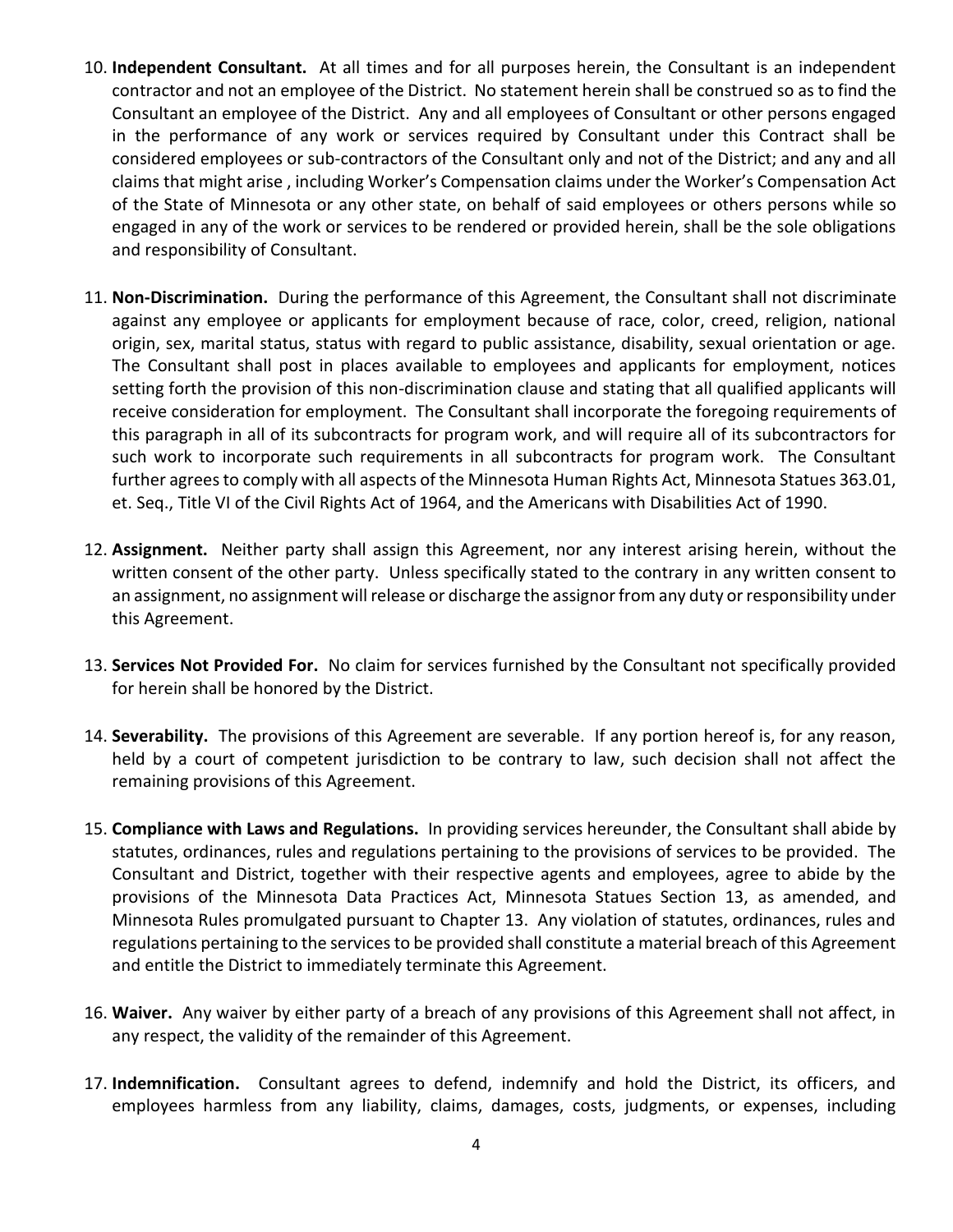10. **Independent Consultant.** At all times and for all purposes herein, the Consultant is an independent contractor and not an employee of the District. No statement herein shall be construed so as to find the Consultant an employee of the District. Any and all employees of Consultant or other persons engaged in the performance of any work or services required by Consultant under this Contract shall be considered employees or sub-contractors of the Consultant only and not of the District; and any and all claims that might arise , including Worker's Compensation claims under the Worker's Compensation Act of the State of Minnesota or any other state, on behalf of said employees or others persons while so engaged in any of the work or services to be rendered or provided herein, shall be the sole obligations and responsibility of Consultant.

11. **Non-Discrimination.** During the performance of this Agreement, the Consultant shall not discriminate against any employee or applicants for employment because of race, color, creed, religion, national origin, sex, marital status, status with regard to public assistance, disability, sexual orientation or age. The Consultant shall post in places available to employees and applicants for employment, notices setting forth the provision of this non-discrimination clause and stating that all qualified applicants will receive consideration for employment. The Consultant shall incorporate the foregoing requirements of this paragraph in all of its subcontracts for program work, and will require all of its subcontractors for such work to incorporate such requirements in all subcontracts for program work. The Consultant further agrees to comply with all aspects of the Minnesota Human Rights Act, Minnesota Statues 363.01, et. Seq., Title VI of the Civil Rights Act of 1964, and the Americans with Disabilities Act of 1990.

12. **Assignment.** Neither party shall assign this Agreement, nor any interest arising herein, without the written consent of the other party. Unless specifically stated to the contrary in any written consent to an assignment, no assignment will release or discharge the assignor from any duty or responsibility under this Agreement.

13. **Services Not Provided For.** No claim for services furnished by the Consultant not specifically provided for herein shall be honored by the District.

14. **Severability.** The provisions of this Agreement are severable. If any portion hereof is, for any reason, held by a court of competent jurisdiction to be contrary to law, such decision shall not affect the remaining provisions of this Agreement.

15. **Compliance with Laws and Regulations.** In providing services hereunder, the Consultant shall abide by statutes, ordinances, rules and regulations pertaining to the provisions of services to be provided. The Consultant and District, together with their respective agents and employees, agree to abide by the provisions of the Minnesota Data Practices Act, Minnesota Statues Section 13, as amended, and Minnesota Rules promulgated pursuant to Chapter 13. Any violation of statutes, ordinances, rules and regulations pertaining to the services to be provided shall constitute a material breach of this Agreement and entitle the District to immediately terminate this Agreement.

16. **Waiver.** Any waiver by either party of a breach of any provisions of this Agreement shall not affect, in any respect, the validity of the remainder of this Agreement.

17. **Indemnification.** Consultant agrees to defend, indemnify and hold the District, its officers, and employees harmless from any liability, claims, damages, costs, judgments, or expenses, including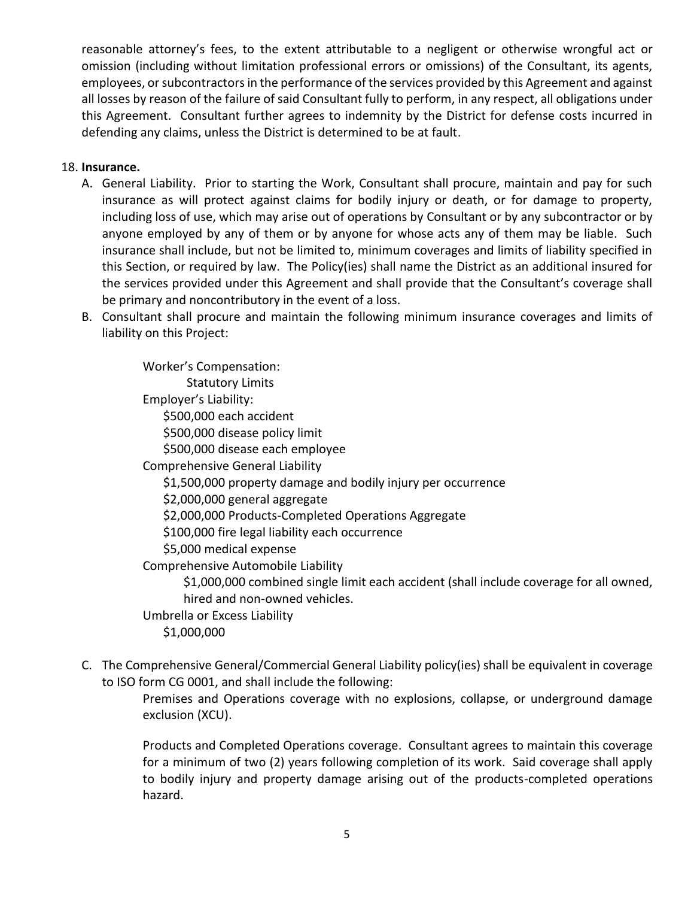reasonable attorney's fees, to the extent attributable to a negligent or otherwise wrongful act or omission (including without limitation professional errors or omissions) of the Consultant, its agents, employees, or subcontractors in the performance of the services provided by this Agreement and against all losses by reason of the failure of said Consultant fully to perform, in any respect, all obligations under this Agreement. Consultant further agrees to indemnity by the District for defense costs incurred in defending any claims, unless the District is determined to be at fault.

18. **Insurance.**

A. General Liability. Prior to starting the Work, Consultant shall procure, maintain and pay for such insurance as will protect against claims for bodily injury or death, or for damage to property, including loss of use, which may arise out of operations by Consultant or by any subcontractor or by anyone employed by any of them or by anyone for whose acts any of them may be liable. Such insurance shall include, but not be limited to, minimum coverages and limits of liability specified in this Section, or required by law. The Policy(ies) shall name the District as an additional insured for the services provided under this Agreement and shall provide that the Consultant's coverage shall be primary and noncontributory in the event of a loss.

B. Consultant shall procure and maintain the following minimum insurance coverages and limits of liability on this Project:

Worker's Compensation:
Statutory Limits

Employer's Liability:
$500,000 each accident
$500,000 disease policy limit
$500,000 disease each employee

Comprehensive General Liability
$1,500,000 property damage and bodily injury per occurrence
$2,000,000 general aggregate
$2,000,000 Products-Completed Operations Aggregate
$100,000 fire legal liability each occurrence
$5,000 medical expense

Comprehensive Automobile Liability
$1,000,000 combined single limit each accident (shall include coverage for all owned, hired and non-owned vehicles.

Umbrella or Excess Liability
$1,000,000

C. The Comprehensive General/Commercial General Liability policy(ies) shall be equivalent in coverage to ISO form CG 0001, and shall include the following:

Premises and Operations coverage with no explosions, collapse, or underground damage exclusion (XCU).

Products and Completed Operations coverage. Consultant agrees to maintain this coverage for a minimum of two (2) years following completion of its work. Said coverage shall apply to bodily injury and property damage arising out of the products-completed operations hazard.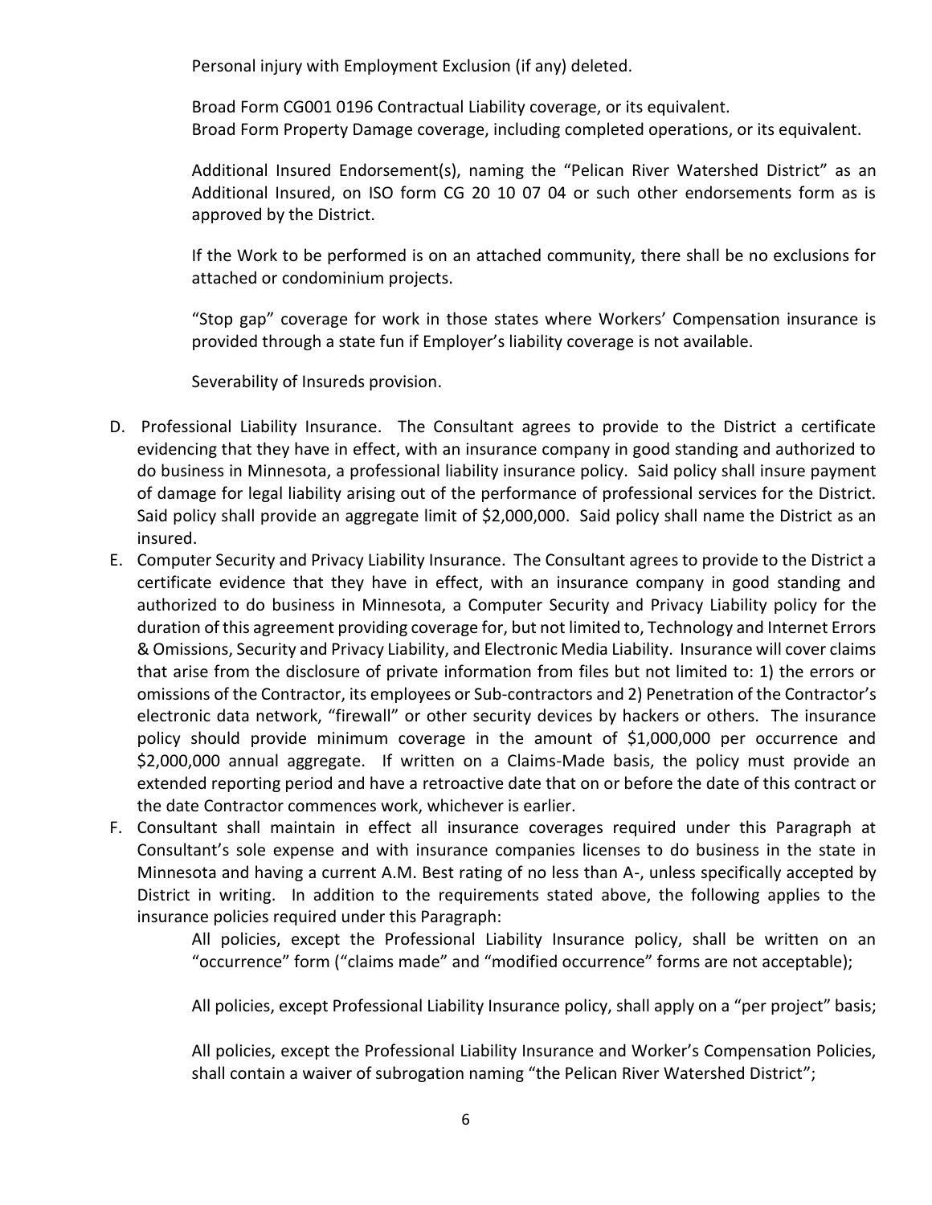Personal injury with Employment Exclusion (if any) deleted.

Broad Form CG001 0196 Contractual Liability coverage, or its equivalent.
Broad Form Property Damage coverage, including completed operations, or its equivalent.

Additional Insured Endorsement(s), naming the "Pelican River Watershed District" as an Additional Insured, on ISO form CG 20 10 07 04 or such other endorsements form as is approved by the District.

If the Work to be performed is on an attached community, there shall be no exclusions for attached or condominium projects.

"Stop gap" coverage for work in those states where Workers' Compensation insurance is provided through a state fun if Employer's liability coverage is not available.

Severability of Insureds provision.

D. Professional Liability Insurance. The Consultant agrees to provide to the District a certificate evidencing that they have in effect, with an insurance company in good standing and authorized to do business in Minnesota, a professional liability insurance policy. Said policy shall insure payment of damage for legal liability arising out of the performance of professional services for the District. Said policy shall provide an aggregate limit of $2,000,000. Said policy shall name the District as an insured.

E. Computer Security and Privacy Liability Insurance. The Consultant agrees to provide to the District a certificate evidence that they have in effect, with an insurance company in good standing and authorized to do business in Minnesota, a Computer Security and Privacy Liability policy for the duration of this agreement providing coverage for, but not limited to, Technology and Internet Errors & Omissions, Security and Privacy Liability, and Electronic Media Liability. Insurance will cover claims that arise from the disclosure of private information from files but not limited to: 1) the errors or omissions of the Contractor, its employees or Sub-contractors and 2) Penetration of the Contractor's electronic data network, "firewall" or other security devices by hackers or others. The insurance policy should provide minimum coverage in the amount of $1,000,000 per occurrence and $2,000,000 annual aggregate. If written on a Claims-Made basis, the policy must provide an extended reporting period and have a retroactive date that on or before the date of this contract or the date Contractor commences work, whichever is earlier.

F. Consultant shall maintain in effect all insurance coverages required under this Paragraph at Consultant's sole expense and with insurance companies licenses to do business in the state in Minnesota and having a current A.M. Best rating of no less than A-, unless specifically accepted by District in writing. In addition to the requirements stated above, the following applies to the insurance policies required under this Paragraph:

   All policies, except the Professional Liability Insurance policy, shall be written on an "occurrence" form ("claims made" and "modified occurrence" forms are not acceptable);

   All policies, except Professional Liability Insurance policy, shall apply on a "per project" basis;

   All policies, except the Professional Liability Insurance and Worker's Compensation Policies, shall contain a waiver of subrogation naming "the Pelican River Watershed District";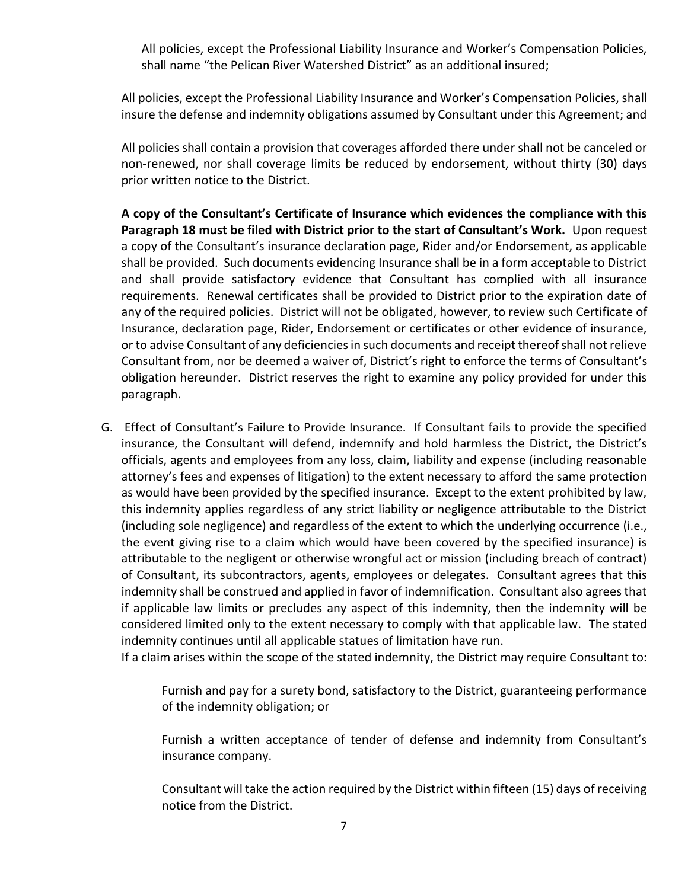All policies, except the Professional Liability Insurance and Worker's Compensation Policies, shall name "the Pelican River Watershed District" as an additional insured;

All policies, except the Professional Liability Insurance and Worker's Compensation Policies, shall insure the defense and indemnity obligations assumed by Consultant under this Agreement; and

All policies shall contain a provision that coverages afforded there under shall not be canceled or non-renewed, nor shall coverage limits be reduced by endorsement, without thirty (30) days prior written notice to the District.

**A copy of the Consultant's Certificate of Insurance which evidences the compliance with this Paragraph 18 must be filed with District prior to the start of Consultant's Work.** Upon request a copy of the Consultant's insurance declaration page, Rider and/or Endorsement, as applicable shall be provided. Such documents evidencing Insurance shall be in a form acceptable to District and shall provide satisfactory evidence that Consultant has complied with all insurance requirements. Renewal certificates shall be provided to District prior to the expiration date of any of the required policies. District will not be obligated, however, to review such Certificate of Insurance, declaration page, Rider, Endorsement or certificates or other evidence of insurance, or to advise Consultant of any deficiencies in such documents and receipt thereof shall not relieve Consultant from, nor be deemed a waiver of, District's right to enforce the terms of Consultant's obligation hereunder. District reserves the right to examine any policy provided for under this paragraph.

G. Effect of Consultant's Failure to Provide Insurance. If Consultant fails to provide the specified insurance, the Consultant will defend, indemnify and hold harmless the District, the District's officials, agents and employees from any loss, claim, liability and expense (including reasonable attorney's fees and expenses of litigation) to the extent necessary to afford the same protection as would have been provided by the specified insurance. Except to the extent prohibited by law, this indemnity applies regardless of any strict liability or negligence attributable to the District (including sole negligence) and regardless of the extent to which the underlying occurrence (i.e., the event giving rise to a claim which would have been covered by the specified insurance) is attributable to the negligent or otherwise wrongful act or mission (including breach of contract) of Consultant, its subcontractors, agents, employees or delegates. Consultant agrees that this indemnity shall be construed and applied in favor of indemnification. Consultant also agrees that if applicable law limits or precludes any aspect of this indemnity, then the indemnity will be considered limited only to the extent necessary to comply with that applicable law. The stated indemnity continues until all applicable statues of limitation have run.

If a claim arises within the scope of the stated indemnity, the District may require Consultant to:

Furnish and pay for a surety bond, satisfactory to the District, guaranteeing performance of the indemnity obligation; or

Furnish a written acceptance of tender of defense and indemnity from Consultant's insurance company.

Consultant will take the action required by the District within fifteen (15) days of receiving notice from the District.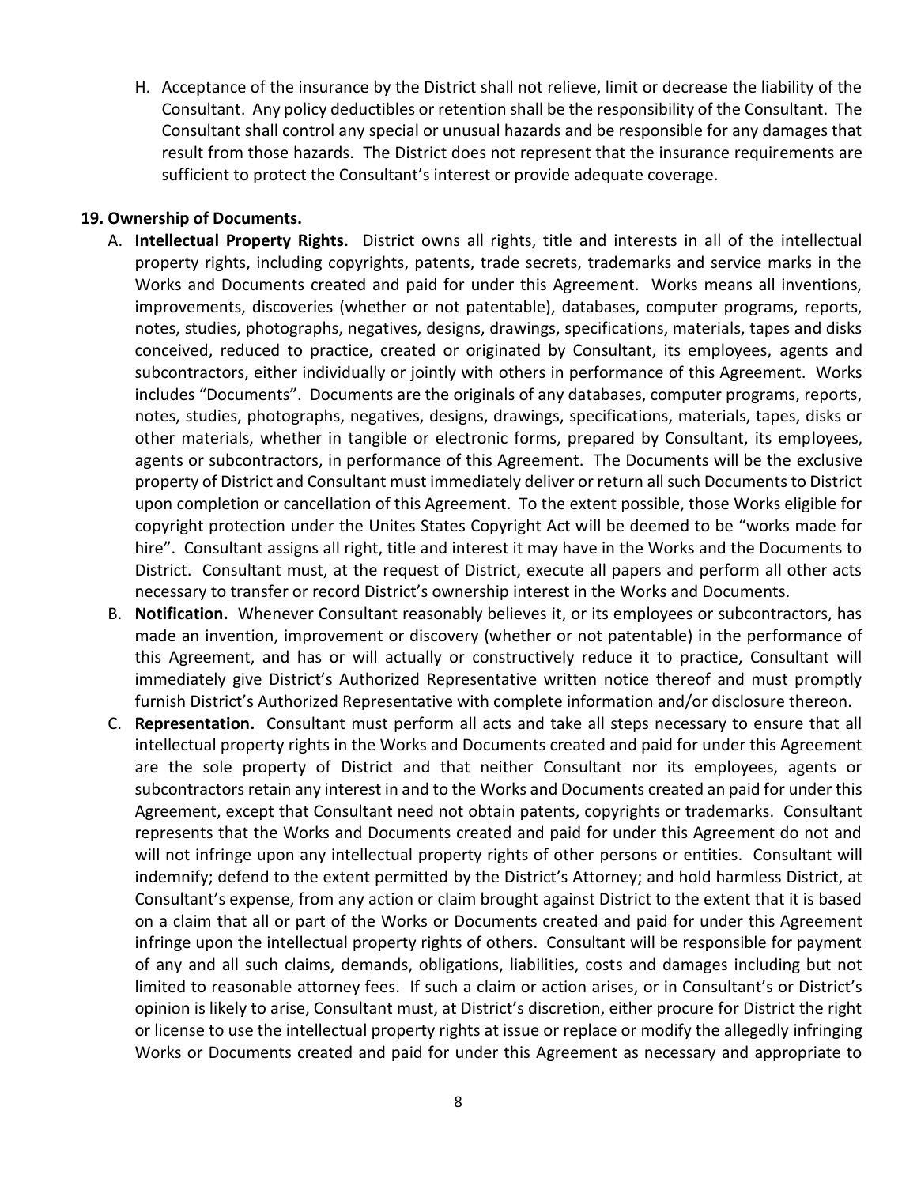H. Acceptance of the insurance by the District shall not relieve, limit or decrease the liability of the Consultant. Any policy deductibles or retention shall be the responsibility of the Consultant. The Consultant shall control any special or unusual hazards and be responsible for any damages that result from those hazards. The District does not represent that the insurance requirements are sufficient to protect the Consultant's interest or provide adequate coverage.

**19. Ownership of Documents.**

A. **Intellectual Property Rights.** District owns all rights, title and interests in all of the intellectual property rights, including copyrights, patents, trade secrets, trademarks and service marks in the Works and Documents created and paid for under this Agreement. Works means all inventions, improvements, discoveries (whether or not patentable), databases, computer programs, reports, notes, studies, photographs, negatives, designs, drawings, specifications, materials, tapes and disks conceived, reduced to practice, created or originated by Consultant, its employees, agents and subcontractors, either individually or jointly with others in performance of this Agreement. Works includes "Documents". Documents are the originals of any databases, computer programs, reports, notes, studies, photographs, negatives, designs, drawings, specifications, materials, tapes, disks or other materials, whether in tangible or electronic forms, prepared by Consultant, its employees, agents or subcontractors, in performance of this Agreement. The Documents will be the exclusive property of District and Consultant must immediately deliver or return all such Documents to District upon completion or cancellation of this Agreement. To the extent possible, those Works eligible for copyright protection under the Unites States Copyright Act will be deemed to be "works made for hire". Consultant assigns all right, title and interest it may have in the Works and the Documents to District. Consultant must, at the request of District, execute all papers and perform all other acts necessary to transfer or record District's ownership interest in the Works and Documents.

B. **Notification.** Whenever Consultant reasonably believes it, or its employees or subcontractors, has made an invention, improvement or discovery (whether or not patentable) in the performance of this Agreement, and has or will actually or constructively reduce it to practice, Consultant will immediately give District's Authorized Representative written notice thereof and must promptly furnish District's Authorized Representative with complete information and/or disclosure thereon.

C. **Representation.** Consultant must perform all acts and take all steps necessary to ensure that all intellectual property rights in the Works and Documents created and paid for under this Agreement are the sole property of District and that neither Consultant nor its employees, agents or subcontractors retain any interest in and to the Works and Documents created an paid for under this Agreement, except that Consultant need not obtain patents, copyrights or trademarks. Consultant represents that the Works and Documents created and paid for under this Agreement do not and will not infringe upon any intellectual property rights of other persons or entities. Consultant will indemnify; defend to the extent permitted by the District's Attorney; and hold harmless District, at Consultant's expense, from any action or claim brought against District to the extent that it is based on a claim that all or part of the Works or Documents created and paid for under this Agreement infringe upon the intellectual property rights of others. Consultant will be responsible for payment of any and all such claims, demands, obligations, liabilities, costs and damages including but not limited to reasonable attorney fees. If such a claim or action arises, or in Consultant's or District's opinion is likely to arise, Consultant must, at District's discretion, either procure for District the right or license to use the intellectual property rights at issue or replace or modify the allegedly infringing Works or Documents created and paid for under this Agreement as necessary and appropriate to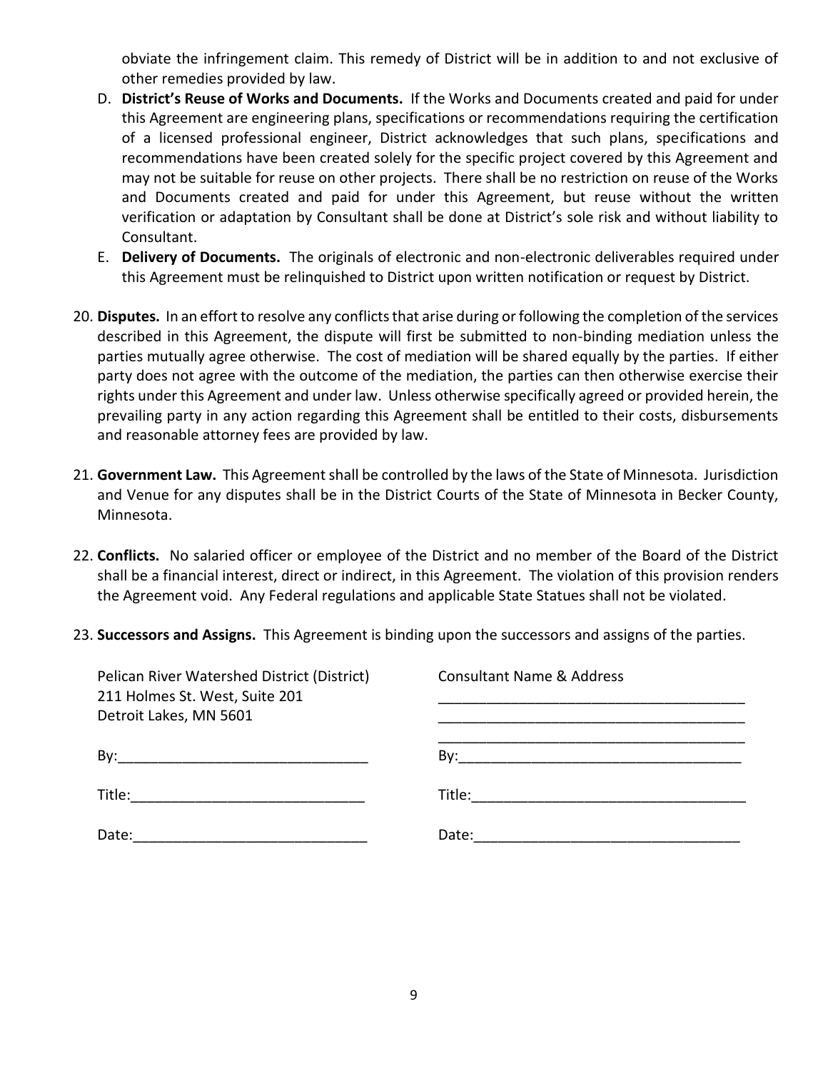obviate the infringement claim. This remedy of District will be in addition to and not exclusive of other remedies provided by law.

D. **District's Reuse of Works and Documents.** If the Works and Documents created and paid for under this Agreement are engineering plans, specifications or recommendations requiring the certification of a licensed professional engineer, District acknowledges that such plans, specifications and recommendations have been created solely for the specific project covered by this Agreement and may not be suitable for reuse on other projects. There shall be no restriction on reuse of the Works and Documents created and paid for under this Agreement, but reuse without the written verification or adaptation by Consultant shall be done at District's sole risk and without liability to Consultant.

E. **Delivery of Documents.** The originals of electronic and non-electronic deliverables required under this Agreement must be relinquished to District upon written notification or request by District.

20. **Disputes.** In an effort to resolve any conflicts that arise during or following the completion of the services described in this Agreement, the dispute will first be submitted to non-binding mediation unless the parties mutually agree otherwise. The cost of mediation will be shared equally by the parties. If either party does not agree with the outcome of the mediation, the parties can then otherwise exercise their rights under this Agreement and under law. Unless otherwise specifically agreed or provided herein, the prevailing party in any action regarding this Agreement shall be entitled to their costs, disbursements and reasonable attorney fees are provided by law.

21. **Government Law.** This Agreement shall be controlled by the laws of the State of Minnesota. Jurisdiction and Venue for any disputes shall be in the District Courts of the State of Minnesota in Becker County, Minnesota.

22. **Conflicts.** No salaried officer or employee of the District and no member of the Board of the District shall be a financial interest, direct or indirect, in this Agreement. The violation of this provision renders the Agreement void. Any Federal regulations and applicable State Statues shall not be violated.

23. **Successors and Assigns.** This Agreement is binding upon the successors and assigns of the parties.

Pelican River Watershed District (District)
211 Holmes St. West, Suite 201
Detroit Lakes, MN 5601

By:______________________________

Title:____________________________

Date:____________________________

Consultant Name & Address
_____________________________________
_____________________________________
_____________________________________

By:__________________________________

Title:________________________________

Date:________________________________